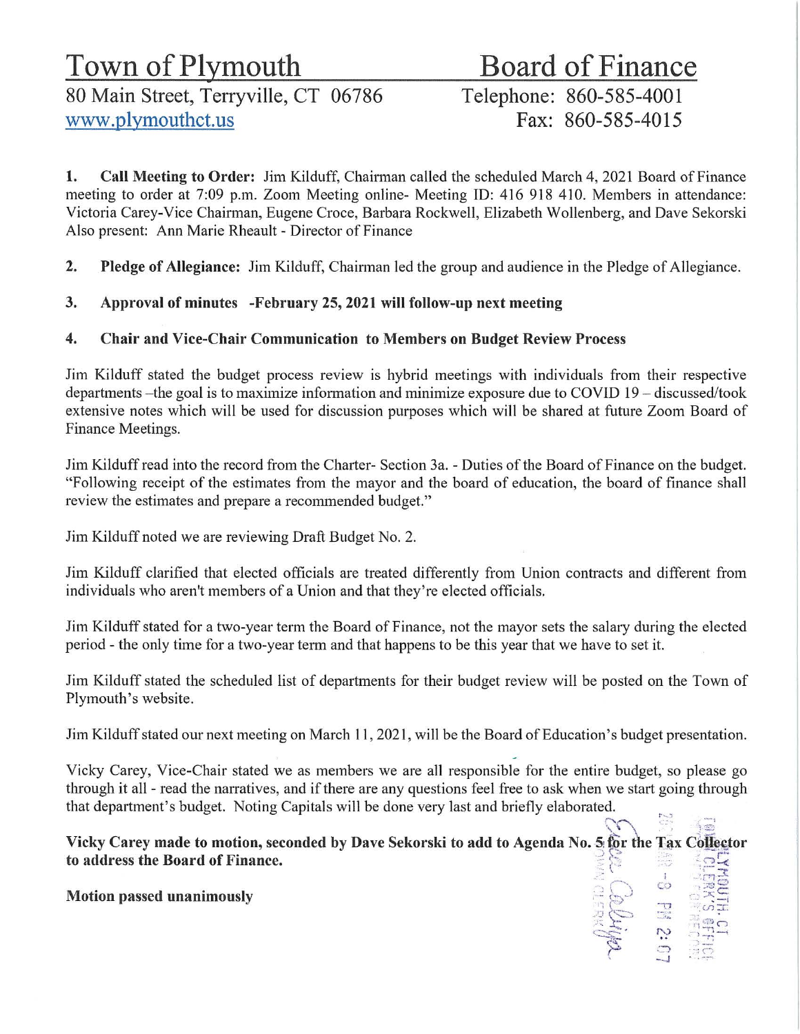# Town of Plymouth

# Board of Finance

80 Main Street, Terryville, CT 06786
www.plymouthct.us

Telephone: 860-585-4001
Fax: 860-585-4015

**1. Call Meeting to Order:** Jim Kilduff, Chairman called the scheduled March 4, 2021 Board of Finance meeting to order at 7:09 p.m. Zoom Meeting online- Meeting ID: 416 918 410. Members in attendance: Victoria Carey-Vice Chairman, Eugene Croce, Barbara Rockwell, Elizabeth Wollenberg, and Dave Sekorski Also present: Ann Marie Rheault - Director of Finance

**2. Pledge of Allegiance:** Jim Kilduff, Chairman led the group and audience in the Pledge of Allegiance.

**3. Approval of minutes -February 25, 2021 will follow-up next meeting**

**4. Chair and Vice-Chair Communication to Members on Budget Review Process**

Jim Kilduff stated the budget process review is hybrid meetings with individuals from their respective departments –the goal is to maximize information and minimize exposure due to COVID 19 – discussed/took extensive notes which will be used for discussion purposes which will be shared at future Zoom Board of Finance Meetings.

Jim Kilduff read into the record from the Charter- Section 3a. - Duties of the Board of Finance on the budget. "Following receipt of the estimates from the mayor and the board of education, the board of finance shall review the estimates and prepare a recommended budget."

Jim Kilduff noted we are reviewing Draft Budget No. 2.

Jim Kilduff clarified that elected officials are treated differently from Union contracts and different from individuals who aren't members of a Union and that they're elected officials.

Jim Kilduff stated for a two-year term the Board of Finance, not the mayor sets the salary during the elected period - the only time for a two-year term and that happens to be this year that we have to set it.

Jim Kilduff stated the scheduled list of departments for their budget review will be posted on the Town of Plymouth's website.

Jim Kilduff stated our next meeting on March 11, 2021, will be the Board of Education's budget presentation.

Vicky Carey, Vice-Chair stated we as members we are all responsible for the entire budget, so please go through it all - read the narratives, and if there are any questions feel free to ask when we start going through that department's budget. Noting Capitals will be done very last and briefly elaborated.

**Vicky Carey made to motion, seconded by Dave Sekorski to add to Agenda No. 5 for the Tax Collector to address the Board of Finance.**

**Motion passed unanimously**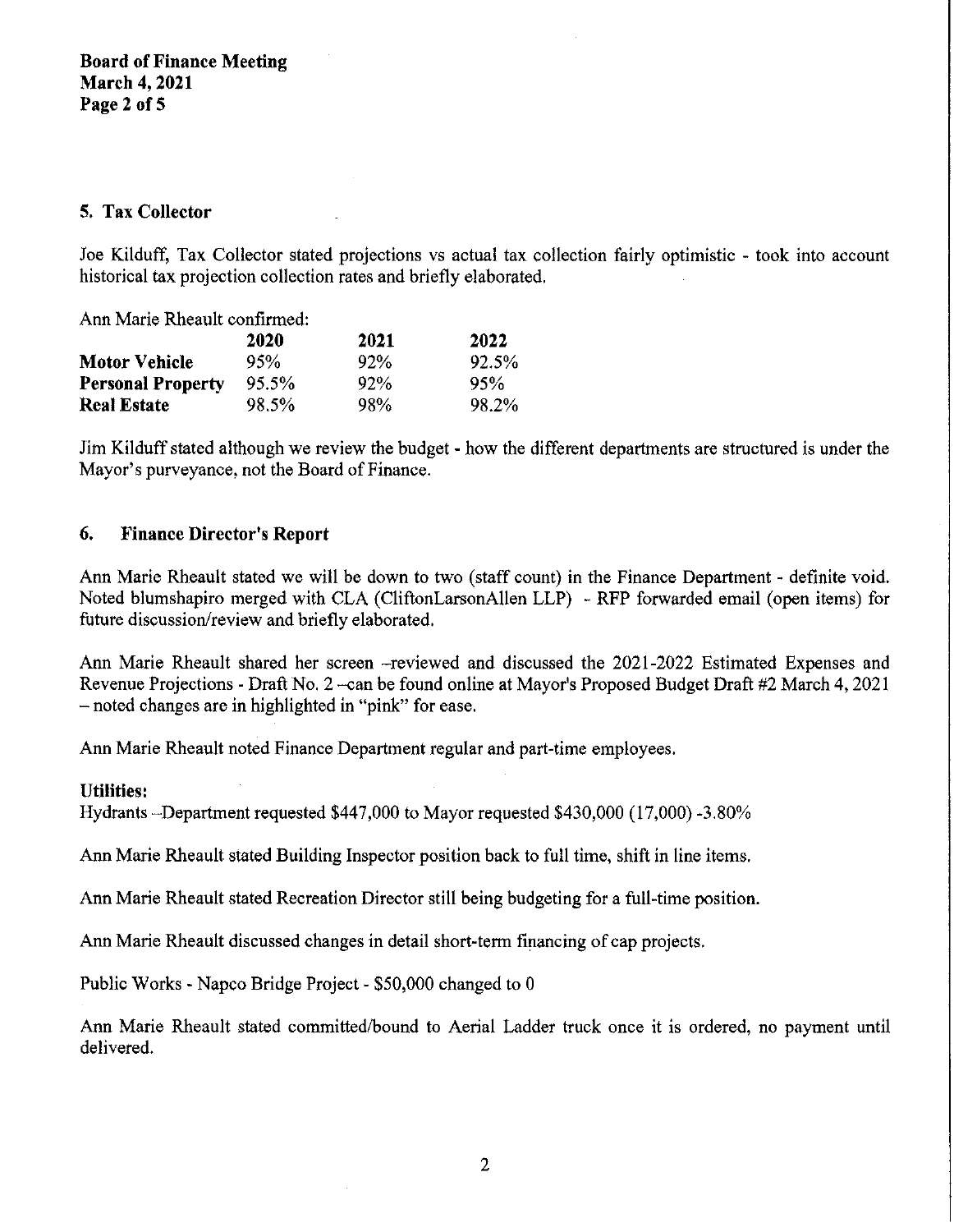## 5. Tax Collector

Joe Kilduff, Tax Collector stated projections vs actual tax collection fairly optimistic - took into account historical tax projection collection rates and briefly elaborated.

Ann Marie Rheault confirmed:

| | 2020 | 2021 | 2022 |
|---|---|---|---|
| **Motor Vehicle** | 95% | 92% | 92.5% |
| **Personal Property** | 95.5% | 92% | 95% |
| **Real Estate** | 98.5% | 98% | 98.2% |

Jim Kilduff stated although we review the budget - how the different departments are structured is under the Mayor's purveyance, not the Board of Finance.

## 6. Finance Director's Report

Ann Marie Rheault stated we will be down to two (staff count) in the Finance Department - definite void. Noted blumshapiro merged with CLA (CliftonLarsonAllen LLP) - RFP forwarded email (open items) for future discussion/review and briefly elaborated.

Ann Marie Rheault shared her screen –reviewed and discussed the 2021-2022 Estimated Expenses and Revenue Projections - Draft No. 2 –can be found online at Mayor's Proposed Budget Draft #2 March 4, 2021 – noted changes are in highlighted in "pink" for ease.

Ann Marie Rheault noted Finance Department regular and part-time employees.

**Utilities:**
Hydrants –Department requested $447,000 to Mayor requested $430,000 (17,000) -3.80%

Ann Marie Rheault stated Building Inspector position back to full time, shift in line items.

Ann Marie Rheault stated Recreation Director still being budgeting for a full-time position.

Ann Marie Rheault discussed changes in detail short-term financing of cap projects.

Public Works - Napco Bridge Project - $50,000 changed to 0

Ann Marie Rheault stated committed/bound to Aerial Ladder truck once it is ordered, no payment until delivered.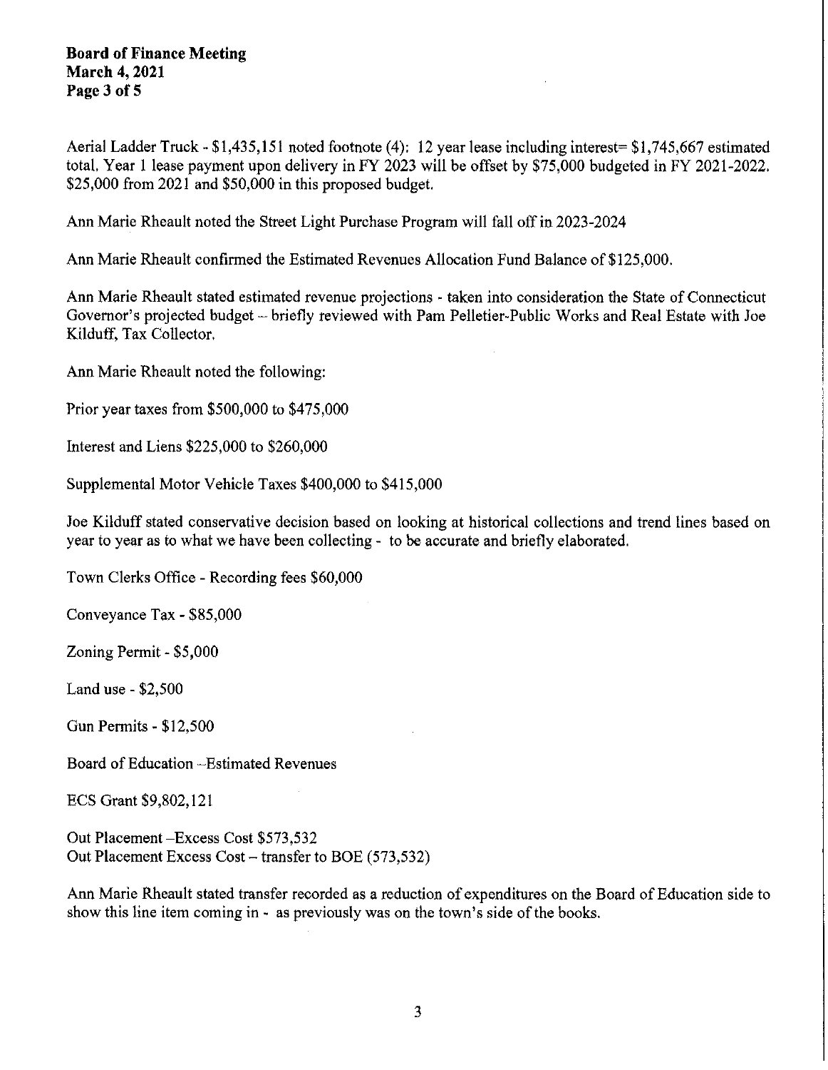Aerial Ladder Truck - $1,435,151 noted footnote (4): 12 year lease including interest= $1,745,667 estimated total. Year 1 lease payment upon delivery in FY 2023 will be offset by $75,000 budgeted in FY 2021-2022. $25,000 from 2021 and $50,000 in this proposed budget.

Ann Marie Rheault noted the Street Light Purchase Program will fall off in 2023-2024

Ann Marie Rheault confirmed the Estimated Revenues Allocation Fund Balance of $125,000.

Ann Marie Rheault stated estimated revenue projections - taken into consideration the State of Connecticut Governor's projected budget – briefly reviewed with Pam Pelletier-Public Works and Real Estate with Joe Kilduff, Tax Collector.

Ann Marie Rheault noted the following:

Prior year taxes from $500,000 to $475,000

Interest and Liens $225,000 to $260,000

Supplemental Motor Vehicle Taxes $400,000 to $415,000

Joe Kilduff stated conservative decision based on looking at historical collections and trend lines based on year to year as to what we have been collecting - to be accurate and briefly elaborated.

Town Clerks Office - Recording fees $60,000

Conveyance Tax - $85,000

Zoning Permit - $5,000

Land use - $2,500

Gun Permits - $12,500

Board of Education –Estimated Revenues

ECS Grant $9,802,121

Out Placement –Excess Cost $573,532
Out Placement Excess Cost – transfer to BOE (573,532)

Ann Marie Rheault stated transfer recorded as a reduction of expenditures on the Board of Education side to show this line item coming in - as previously was on the town's side of the books.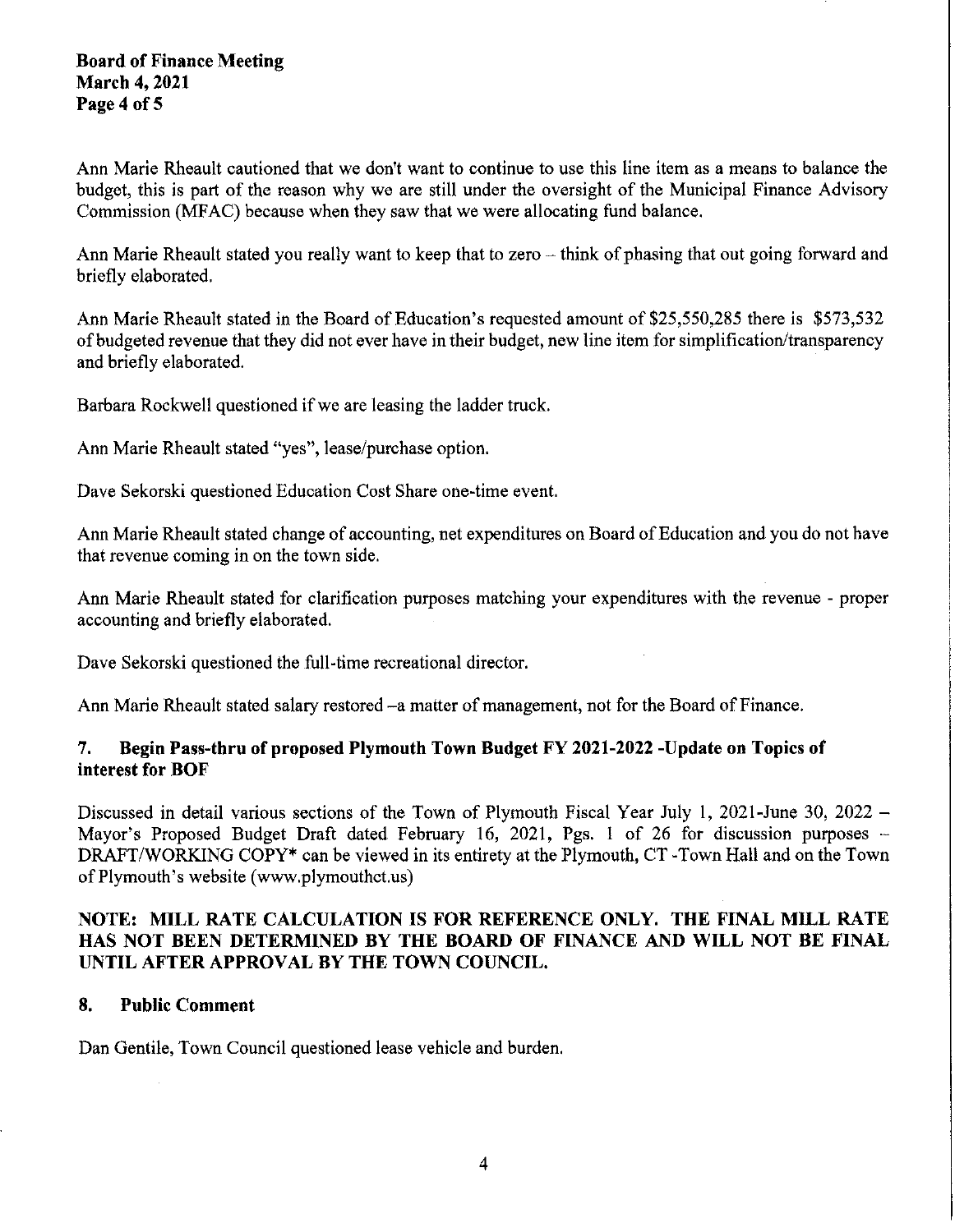Ann Marie Rheault cautioned that we don't want to continue to use this line item as a means to balance the budget, this is part of the reason why we are still under the oversight of the Municipal Finance Advisory Commission (MFAC) because when they saw that we were allocating fund balance.

Ann Marie Rheault stated you really want to keep that to zero – think of phasing that out going forward and briefly elaborated.

Ann Marie Rheault stated in the Board of Education's requested amount of $25,550,285 there is $573,532 of budgeted revenue that they did not ever have in their budget, new line item for simplification/transparency and briefly elaborated.

Barbara Rockwell questioned if we are leasing the ladder truck.

Ann Marie Rheault stated "yes", lease/purchase option.

Dave Sekorski questioned Education Cost Share one-time event.

Ann Marie Rheault stated change of accounting, net expenditures on Board of Education and you do not have that revenue coming in on the town side.

Ann Marie Rheault stated for clarification purposes matching your expenditures with the revenue - proper accounting and briefly elaborated.

Dave Sekorski questioned the full-time recreational director.

Ann Marie Rheault stated salary restored –a matter of management, not for the Board of Finance.

## 7. Begin Pass-thru of proposed Plymouth Town Budget FY 2021-2022 -Update on Topics of interest for BOF

Discussed in detail various sections of the Town of Plymouth Fiscal Year July 1, 2021-June 30, 2022 – Mayor's Proposed Budget Draft dated February 16, 2021, Pgs. 1 of 26 for discussion purposes – DRAFT/WORKING COPY* can be viewed in its entirety at the Plymouth, CT -Town Hall and on the Town of Plymouth's website (www.plymouthct.us)

**NOTE: MILL RATE CALCULATION IS FOR REFERENCE ONLY. THE FINAL MILL RATE HAS NOT BEEN DETERMINED BY THE BOARD OF FINANCE AND WILL NOT BE FINAL UNTIL AFTER APPROVAL BY THE TOWN COUNCIL.**

## 8. Public Comment

Dan Gentile, Town Council questioned lease vehicle and burden.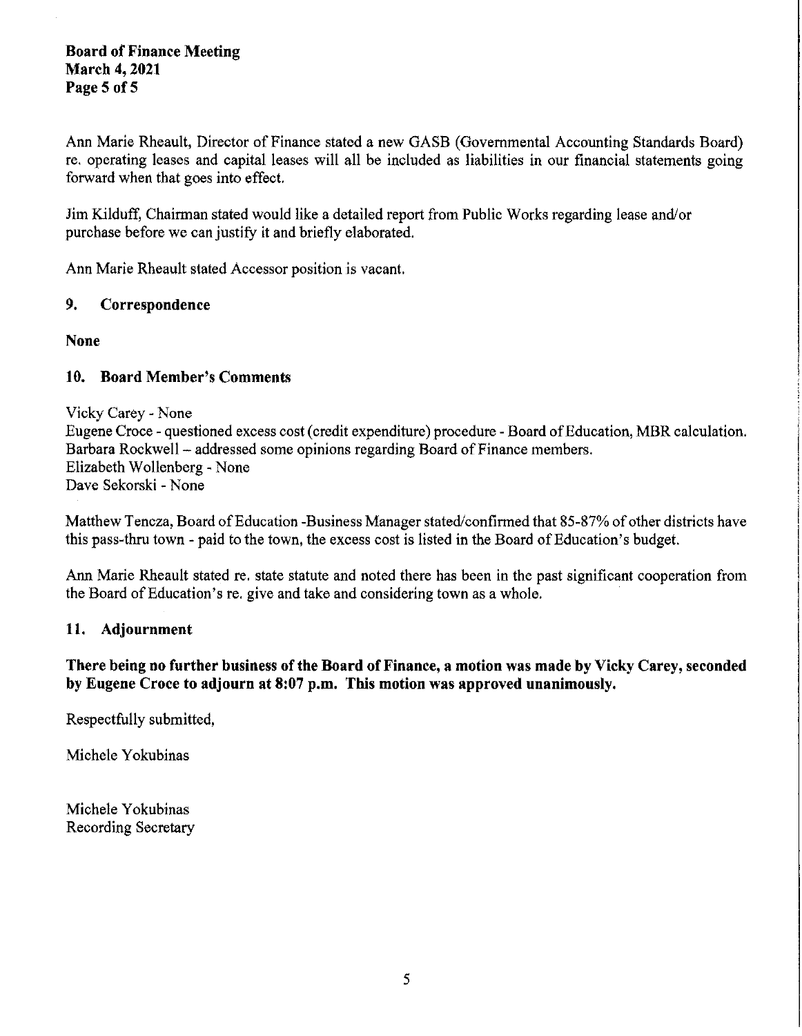Ann Marie Rheault, Director of Finance stated a new GASB (Governmental Accounting Standards Board) re. operating leases and capital leases will all be included as liabilities in our financial statements going forward when that goes into effect.

Jim Kilduff, Chairman stated would like a detailed report from Public Works regarding lease and/or purchase before we can justify it and briefly elaborated.

Ann Marie Rheault stated Accessor position is vacant.

## 9. Correspondence

**None**

## 10. Board Member's Comments

Vicky Carey - None
Eugene Croce - questioned excess cost (credit expenditure) procedure - Board of Education, MBR calculation.
Barbara Rockwell – addressed some opinions regarding Board of Finance members.
Elizabeth Wollenberg - None
Dave Sekorski - None

Matthew Tencza, Board of Education -Business Manager stated/confirmed that 85-87% of other districts have this pass-thru town - paid to the town, the excess cost is listed in the Board of Education's budget.

Ann Marie Rheault stated re. state statute and noted there has been in the past significant cooperation from the Board of Education's re. give and take and considering town as a whole.

## 11. Adjournment

**There being no further business of the Board of Finance, a motion was made by Vicky Carey, seconded by Eugene Croce to adjourn at 8:07 p.m. This motion was approved unanimously.**

Respectfully submitted,

Michele Yokubinas

Michele Yokubinas
Recording Secretary